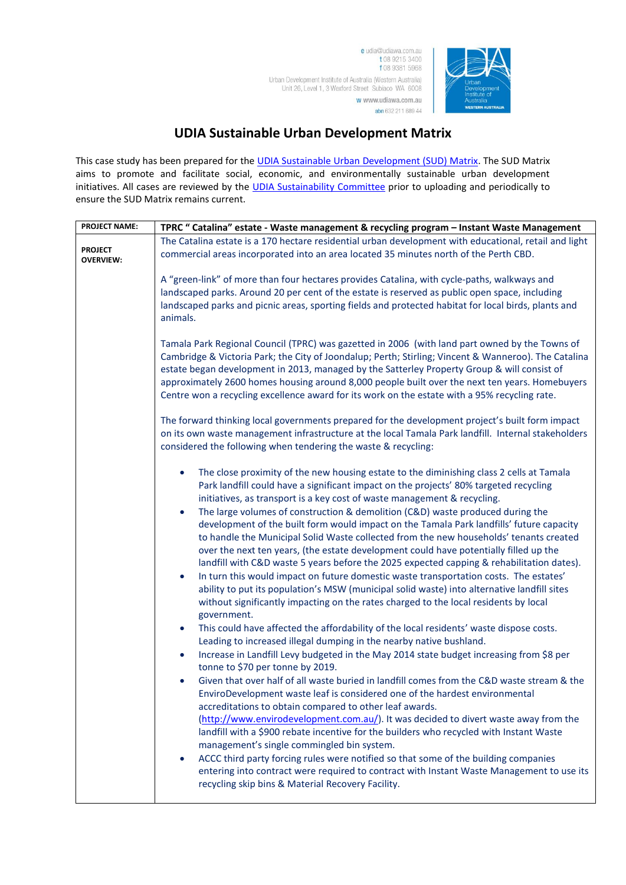e udia@udiawa.com.au
t 08 9215 3400
f 08 9381 5968

Urban Development Institute of Australia (Western Australia)
Unit 26, Level 1, 3 Wexford Street Subiaco WA 6008

w www.udiawa.com.au

abn 632 211 689 44

# UDIA Sustainable Urban Development Matrix

This case study has been prepared for the [UDIA Sustainable Urban Development (SUD) Matrix](). The SUD Matrix aims to promote and facilitate social, economic, and environmentally sustainable urban development initiatives. All cases are reviewed by the [UDIA Sustainability Committee]() prior to uploading and periodically to ensure the SUD Matrix remains current.

| **PROJECT NAME:** | **TPRC " Catalina" estate - Waste management & recycling program – Instant Waste Management** |
|---|---|
| **PROJECT OVERVIEW:** | The Catalina estate is a 170 hectare residential urban development with educational, retail and light commercial areas incorporated into an area located 35 minutes north of the Perth CBD.<br><br>A "green-link" of more than four hectares provides Catalina, with cycle-paths, walkways and landscaped parks. Around 20 per cent of the estate is reserved as public open space, including landscaped parks and picnic areas, sporting fields and protected habitat for local birds, plants and animals.<br><br>Tamala Park Regional Council (TPRC) was gazetted in 2006 (with land part owned by the Towns of Cambridge & Victoria Park; the City of Joondalup; Perth; Stirling; Vincent & Wanneroo). The Catalina estate began development in 2013, managed by the Satterley Property Group & will consist of approximately 2600 homes housing around 8,000 people built over the next ten years. Homebuyers Centre won a recycling excellence award for its work on the estate with a 95% recycling rate.<br><br>The forward thinking local governments prepared for the development project's built form impact on its own waste management infrastructure at the local Tamala Park landfill. Internal stakeholders considered the following when tendering the waste & recycling:<br><br>• The close proximity of the new housing estate to the diminishing class 2 cells at Tamala Park landfill could have a significant impact on the projects' 80% targeted recycling initiatives, as transport is a key cost of waste management & recycling.<br>• The large volumes of construction & demolition (C&D) waste produced during the development of the built form would impact on the Tamala Park landfills' future capacity to handle the Municipal Solid Waste collected from the new households' tenants created over the next ten years, (the estate development could have potentially filled up the landfill with C&D waste 5 years before the 2025 expected capping & rehabilitation dates).<br>• In turn this would impact on future domestic waste transportation costs. The estates' ability to put its population's MSW (municipal solid waste) into alternative landfill sites without significantly impacting on the rates charged to the local residents by local government.<br>• This could have affected the affordability of the local residents' waste dispose costs. Leading to increased illegal dumping in the nearby native bushland.<br>• Increase in Landfill Levy budgeted in the May 2014 state budget increasing from $8 per tonne to $70 per tonne by 2019.<br>• Given that over half of all waste buried in landfill comes from the C&D waste stream & the EnviroDevelopment waste leaf is considered one of the hardest environmental accreditations to obtain compared to other leaf awards. (http://www.envirodevelopment.com.au/). It was decided to divert waste away from the landfill with a $900 rebate incentive for the builders who recycled with Instant Waste management's single commingled bin system.<br>• ACCC third party forcing rules were notified so that some of the building companies entering into contract were required to contract with Instant Waste Management to use its recycling skip bins & Material Recovery Facility. |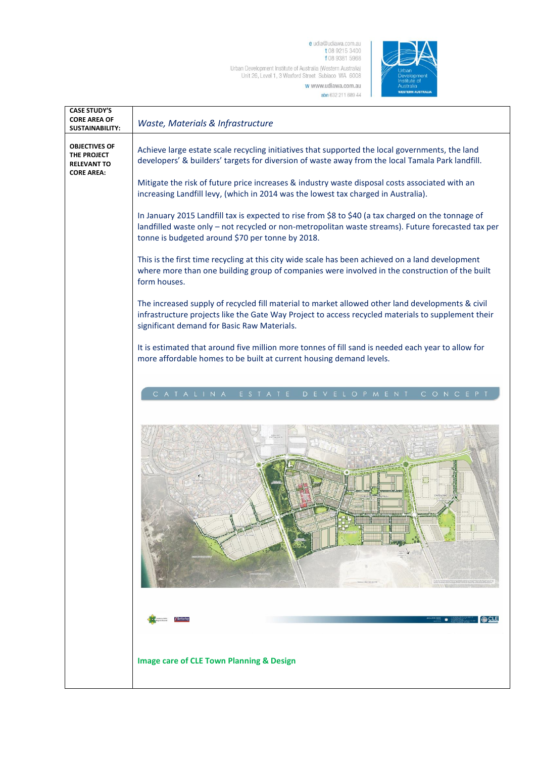| CASE STUDY'S CORE AREA OF SUSTAINABILITY: | *Waste, Materials & Infrastructure* |
|---|---|
| OBJECTIVES OF THE PROJECT RELEVANT TO CORE AREA: | Achieve large estate scale recycling initiatives that supported the local governments, the land developers' & builders' targets for diversion of waste away from the local Tamala Park landfill.<br><br>Mitigate the risk of future price increases & industry waste disposal costs associated with an increasing Landfill levy, (which in 2014 was the lowest tax charged in Australia).<br><br>In January 2015 Landfill tax is expected to rise from \$8 to \$40 (a tax charged on the tonnage of landfilled waste only – not recycled or non-metropolitan waste streams). Future forecasted tax per tonne is budgeted around \$70 per tonne by 2018.<br><br>This is the first time recycling at this city wide scale has been achieved on a land development where more than one building group of companies were involved in the construction of the built form houses.<br><br>The increased supply of recycled fill material to market allowed other land developments & civil infrastructure projects like the Gate Way Project to access recycled materials to supplement their significant demand for Basic Raw Materials.<br><br>It is estimated that around five million more tonnes of fill sand is needed each year to allow for more affordable homes to be built at current housing demand levels.<br><br>CATALINA ESTATE DEVELOPMENT CONCEPT<br><br>**Image care of CLE Town Planning & Design** |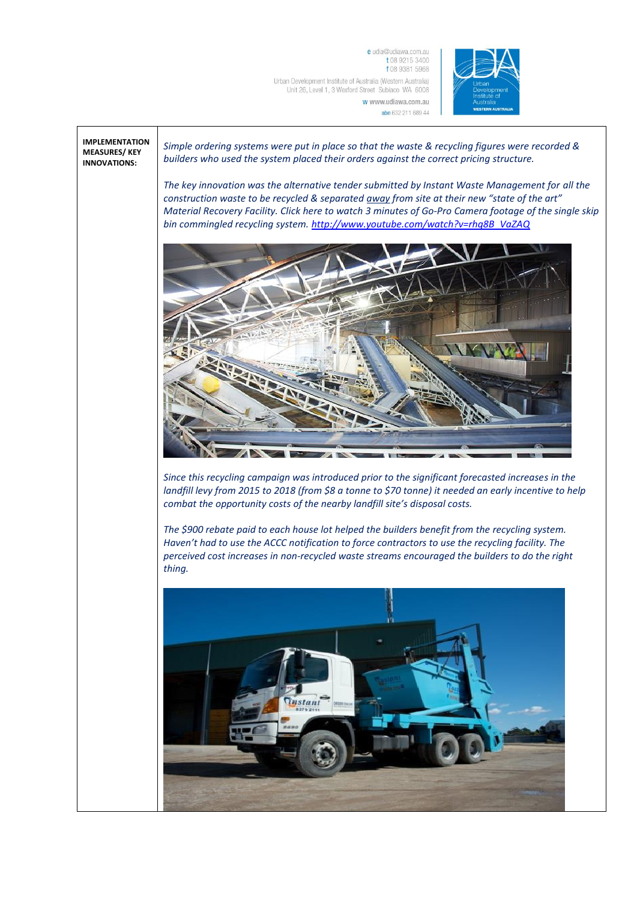| | |
|---|---|
| **IMPLEMENTATION MEASURES/ KEY INNOVATIONS:** | *Simple ordering systems were put in place so that the waste & recycling figures were recorded & builders who used the system placed their orders against the correct pricing structure.*<br><br>*The key innovation was the alternative tender submitted by Instant Waste Management for all the construction waste to be recycled & separated away from site at their new "state of the art" Material Recovery Facility. Click here to watch 3 minutes of Go-Pro Camera footage of the single skip bin commingled recycling system.* [http://www.youtube.com/watch?v=rhq8B_VaZAQ](http://www.youtube.com/watch?v=rhq8B_VaZAQ)<br><br>*Since this recycling campaign was introduced prior to the significant forecasted increases in the landfill levy from 2015 to 2018 (from $8 a tonne to $70 tonne) it needed an early incentive to help combat the opportunity costs of the nearby landfill site's disposal costs.*<br><br>*The $900 rebate paid to each house lot helped the builders benefit from the recycling system. Haven't had to use the ACCC notification to force contractors to use the recycling facility. The perceived cost increases in non-recycled waste streams encouraged the builders to do the right thing.* |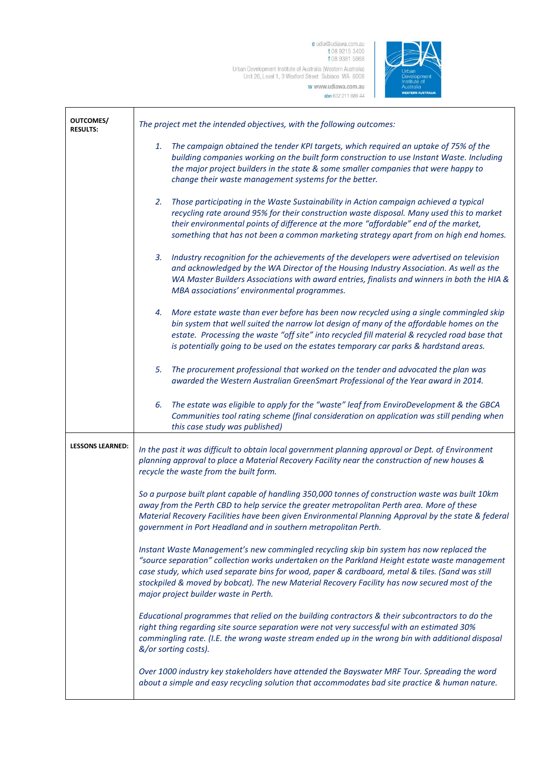| OUTCOMES/ RESULTS: | *The project met the intended objectives, with the following outcomes:*<br><br>1. *The campaign obtained the tender KPI targets, which required an uptake of 75% of the building companies working on the built form construction to use Instant Waste. Including the major project builders in the state & some smaller companies that were happy to change their waste management systems for the better.*<br><br>2. *Those participating in the Waste Sustainability in Action campaign achieved a typical recycling rate around 95% for their construction waste disposal. Many used this to market their environmental points of difference at the more "affordable" end of the market, something that has not been a common marketing strategy apart from on high end homes.*<br><br>3. *Industry recognition for the achievements of the developers were advertised on television and acknowledged by the WA Director of the Housing Industry Association. As well as the WA Master Builders Associations with award entries, finalists and winners in both the HIA & MBA associations' environmental programmes.*<br><br>4. *More estate waste than ever before has been now recycled using a single commingled skip bin system that well suited the narrow lot design of many of the affordable homes on the estate. Processing the waste "off site" into recycled fill material & recycled road base that is potentially going to be used on the estates temporary car parks & hardstand areas.*<br><br>5. *The procurement professional that worked on the tender and advocated the plan was awarded the Western Australian GreenSmart Professional of the Year award in 2014.*<br><br>6. *The estate was eligible to apply for the "waste" leaf from EnviroDevelopment & the GBCA Communities tool rating scheme (final consideration on application was still pending when this case study was published)* |
|---|---|
| LESSONS LEARNED: | *In the past it was difficult to obtain local government planning approval or Dept. of Environment planning approval to place a Material Recovery Facility near the construction of new houses & recycle the waste from the built form.*<br><br>*So a purpose built plant capable of handling 350,000 tonnes of construction waste was built 10km away from the Perth CBD to help service the greater metropolitan Perth area. More of these Material Recovery Facilities have been given Environmental Planning Approval by the state & federal government in Port Headland and in southern metropolitan Perth.*<br><br>*Instant Waste Management's new commingled recycling skip bin system has now replaced the "source separation" collection works undertaken on the Parkland Height estate waste management case study, which used separate bins for wood, paper & cardboard, metal & tiles. (Sand was still stockpiled & moved by bobcat). The new Material Recovery Facility has now secured most of the major project builder waste in Perth.*<br><br>*Educational programmes that relied on the building contractors & their subcontractors to do the right thing regarding site source separation were not very successful with an estimated 30% commingling rate. (I.E. the wrong waste stream ended up in the wrong bin with additional disposal &/or sorting costs).*<br><br>*Over 1000 industry key stakeholders have attended the Bayswater MRF Tour. Spreading the word about a simple and easy recycling solution that accommodates bad site practice & human nature.* |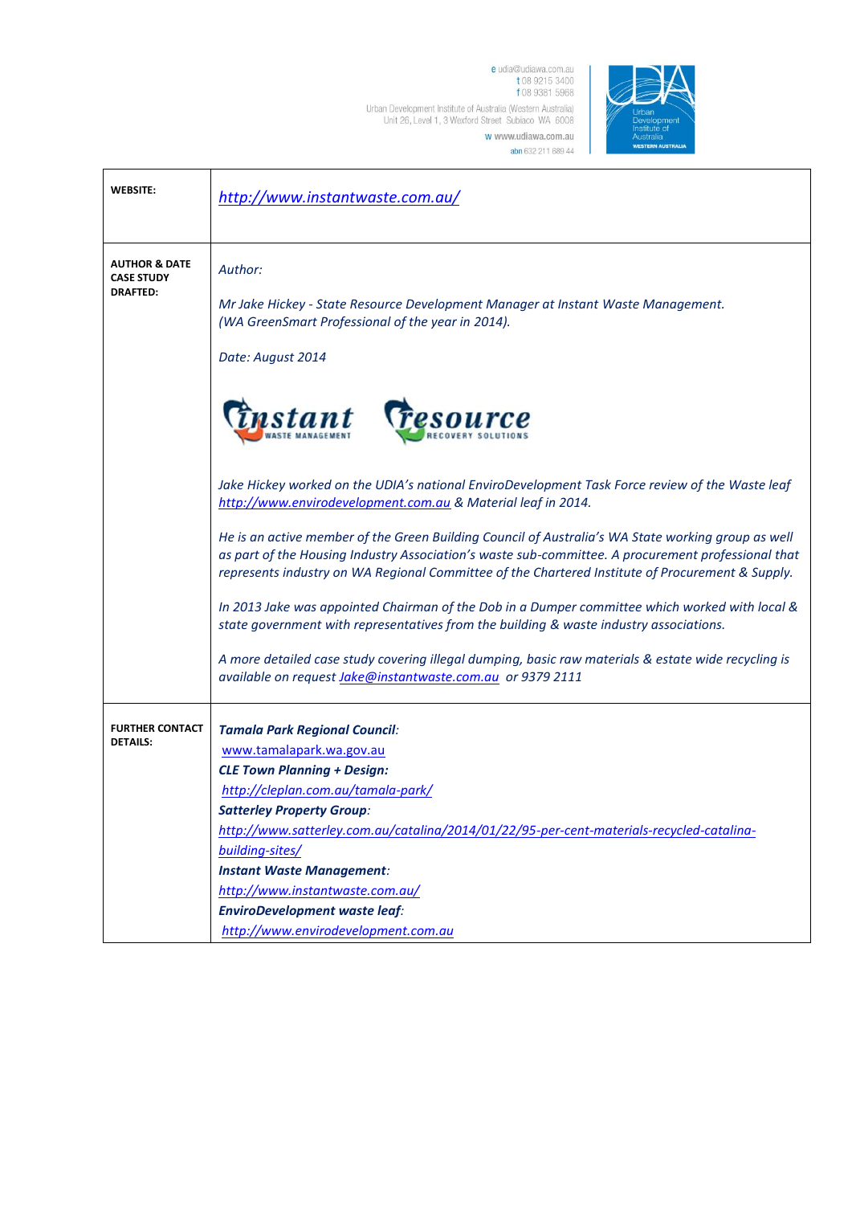| | |
|---|---|
| **WEBSITE:** | *http://www.instantwaste.com.au/* |
| **AUTHOR & DATE CASE STUDY DRAFTED:** | *Author:*<br><br>*Mr Jake Hickey - State Resource Development Manager at Instant Waste Management. (WA GreenSmart Professional of the year in 2014).*<br><br>*Date: August 2014*<br><br>*Jake Hickey worked on the UDIA's national EnviroDevelopment Task Force review of the Waste leaf http://www.envirodevelopment.com.au & Material leaf in 2014.*<br><br>*He is an active member of the Green Building Council of Australia's WA State working group as well as part of the Housing Industry Association's waste sub-committee. A procurement professional that represents industry on WA Regional Committee of the Chartered Institute of Procurement & Supply.*<br><br>*In 2013 Jake was appointed Chairman of the Dob in a Dumper committee which worked with local & state government with representatives from the building & waste industry associations.*<br><br>*A more detailed case study covering illegal dumping, basic raw materials & estate wide recycling is available on request Jake@instantwaste.com.au or 9379 2111* |
| **FURTHER CONTACT DETAILS:** | ***Tamala Park Regional Council**:*<br>www.tamalapark.wa.gov.au<br>***CLE Town Planning + Design:***<br>*http://cleplan.com.au/tamala-park/*<br>***Satterley Property Group**:*<br>*http://www.satterley.com.au/catalina/2014/01/22/95-per-cent-materials-recycled-catalina-building-sites/*<br>***Instant Waste Management**:*<br>*http://www.instantwaste.com.au/*<br>***EnviroDevelopment waste leaf**:*<br>*http://www.envirodevelopment.com.au* |